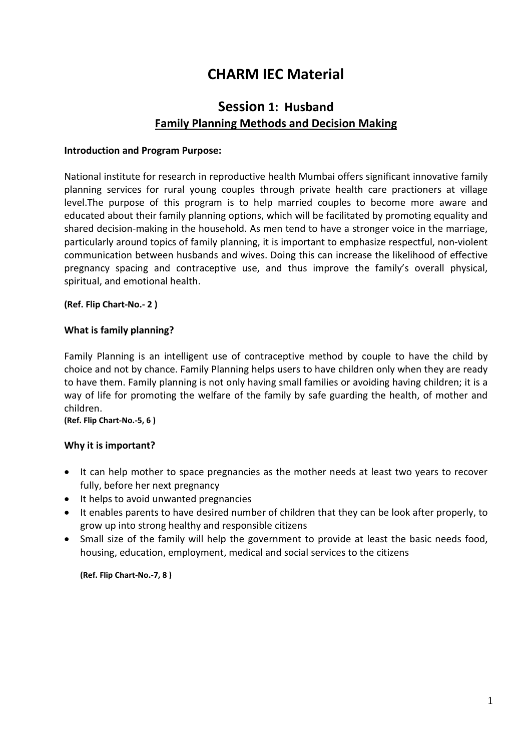# CHARM IEC Material

## Session 1: Husband

## Family Planning Methods and Decision Making

**Introduction and Program Purpose:**

National institute for research in reproductive health Mumbai offers significant innovative family planning services for rural young couples through private health care practioners at village level.The purpose of this program is to help married couples to become more aware and educated about their family planning options, which will be facilitated by promoting equality and shared decision-making in the household. As men tend to have a stronger voice in the marriage, particularly around topics of family planning, it is important to emphasize respectful, non-violent communication between husbands and wives. Doing this can increase the likelihood of effective pregnancy spacing and contraceptive use, and thus improve the family's overall physical, spiritual, and emotional health.

**(Ref. Flip Chart-No.- 2 )**

**What is family planning?**

Family Planning is an intelligent use of contraceptive method by couple to have the child by choice and not by chance. Family Planning helps users to have children only when they are ready to have them. Family planning is not only having small families or avoiding having children; it is a way of life for promoting the welfare of the family by safe guarding the health, of mother and children.

**(Ref. Flip Chart-No.-5, 6 )**

**Why it is important?**

- It can help mother to space pregnancies as the mother needs at least two years to recover fully, before her next pregnancy
- It helps to avoid unwanted pregnancies
- It enables parents to have desired number of children that they can be look after properly, to grow up into strong healthy and responsible citizens
- Small size of the family will help the government to provide at least the basic needs food, housing, education, employment, medical and social services to the citizens

**(Ref. Flip Chart-No.-7, 8 )**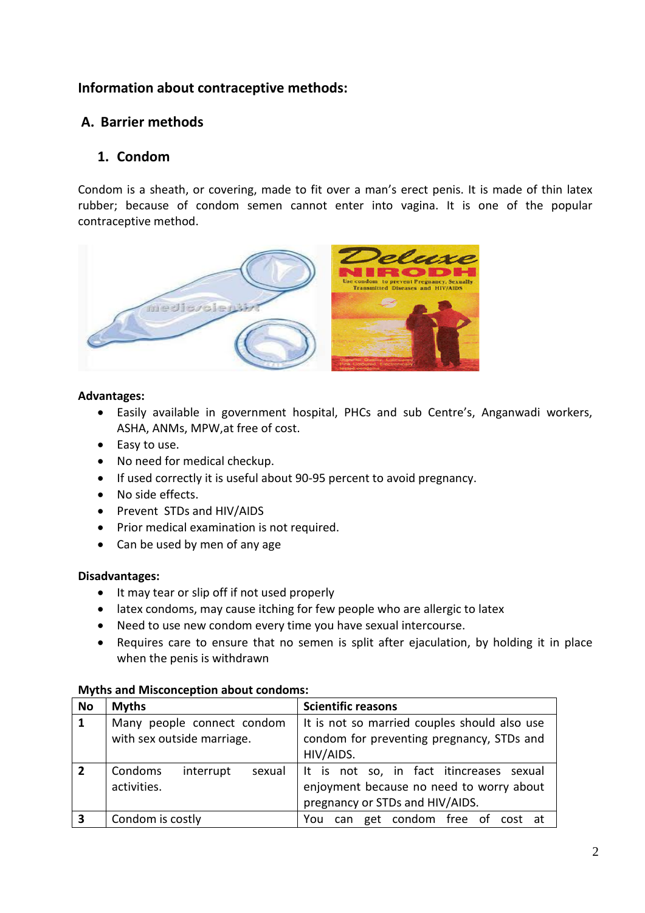## Information about contraceptive methods:

### A. Barrier methods

#### 1. Condom

Condom is a sheath, or covering, made to fit over a man's erect penis. It is made of thin latex rubber; because of condom semen cannot enter into vagina. It is one of the popular contraceptive method.

**Advantages:**

- Easily available in government hospital, PHCs and sub Centre's, Anganwadi workers, ASHA, ANMs, MPW,at free of cost.
- Easy to use.
- No need for medical checkup.
- If used correctly it is useful about 90-95 percent to avoid pregnancy.
- No side effects.
- Prevent STDs and HIV/AIDS
- Prior medical examination is not required.
- Can be used by men of any age

**Disadvantages:**

- It may tear or slip off if not used properly
- latex condoms, may cause itching for few people who are allergic to latex
- Need to use new condom every time you have sexual intercourse.
- Requires care to ensure that no semen is split after ejaculation, by holding it in place when the penis is withdrawn

**Myths and Misconception about condoms:**

| No | Myths | Scientific reasons |
|---|---|---|
| 1 | Many people connect condom with sex outside marriage. | It is not so married couples should also use condom for preventing pregnancy, STDs and HIV/AIDS. |
| 2 | Condoms interrupt sexual activities. | It is not so, in fact itincreases sexual enjoyment because no need to worry about pregnancy or STDs and HIV/AIDS. |
| 3 | Condom is costly | You can get condom free of cost at |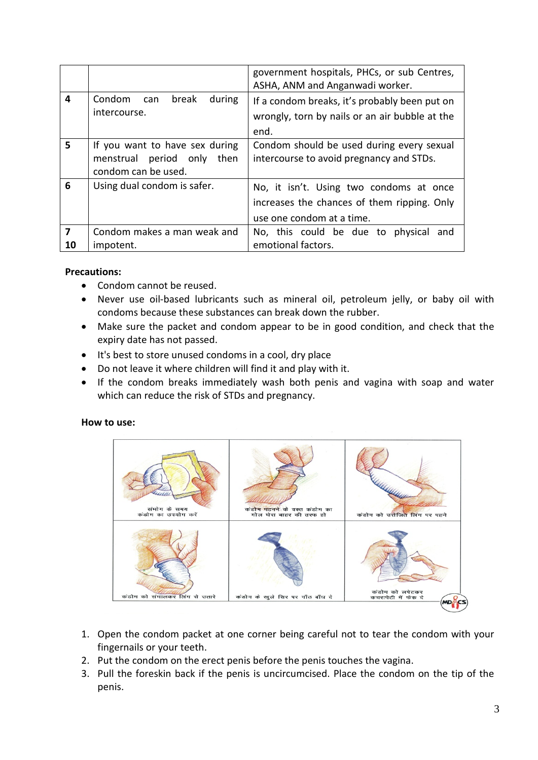| | | |
|---|---|---|
| | | government hospitals, PHCs, or sub Centres, ASHA, ANM and Anganwadi worker. |
| 4 | Condom can break during intercourse. | If a condom breaks, it's probably been put on wrongly, torn by nails or an air bubble at the end. |
| 5 | If you want to have sex during menstrual period only then condom can be used. | Condom should be used during every sexual intercourse to avoid pregnancy and STDs. |
| 6 | Using dual condom is safer. | No, it isn't. Using two condoms at once increases the chances of them ripping. Only use one condom at a time. |
| 7 10 | Condom makes a man weak and impotent. | No, this could be due to physical and emotional factors. |

**Precautions:**

- Condom cannot be reused.
- Never use oil-based lubricants such as mineral oil, petroleum jelly, or baby oil with condoms because these substances can break down the rubber.
- Make sure the packet and condom appear to be in good condition, and check that the expiry date has not passed.
- It's best to store unused condoms in a cool, dry place
- Do not leave it where children will find it and play with it.
- If the condom breaks immediately wash both penis and vagina with soap and water which can reduce the risk of STDs and pregnancy.

**How to use:**

1. Open the condom packet at one corner being careful not to tear the condom with your fingernails or your teeth.
2. Put the condom on the erect penis before the penis touches the vagina.
3. Pull the foreskin back if the penis is uncircumcised. Place the condom on the tip of the penis.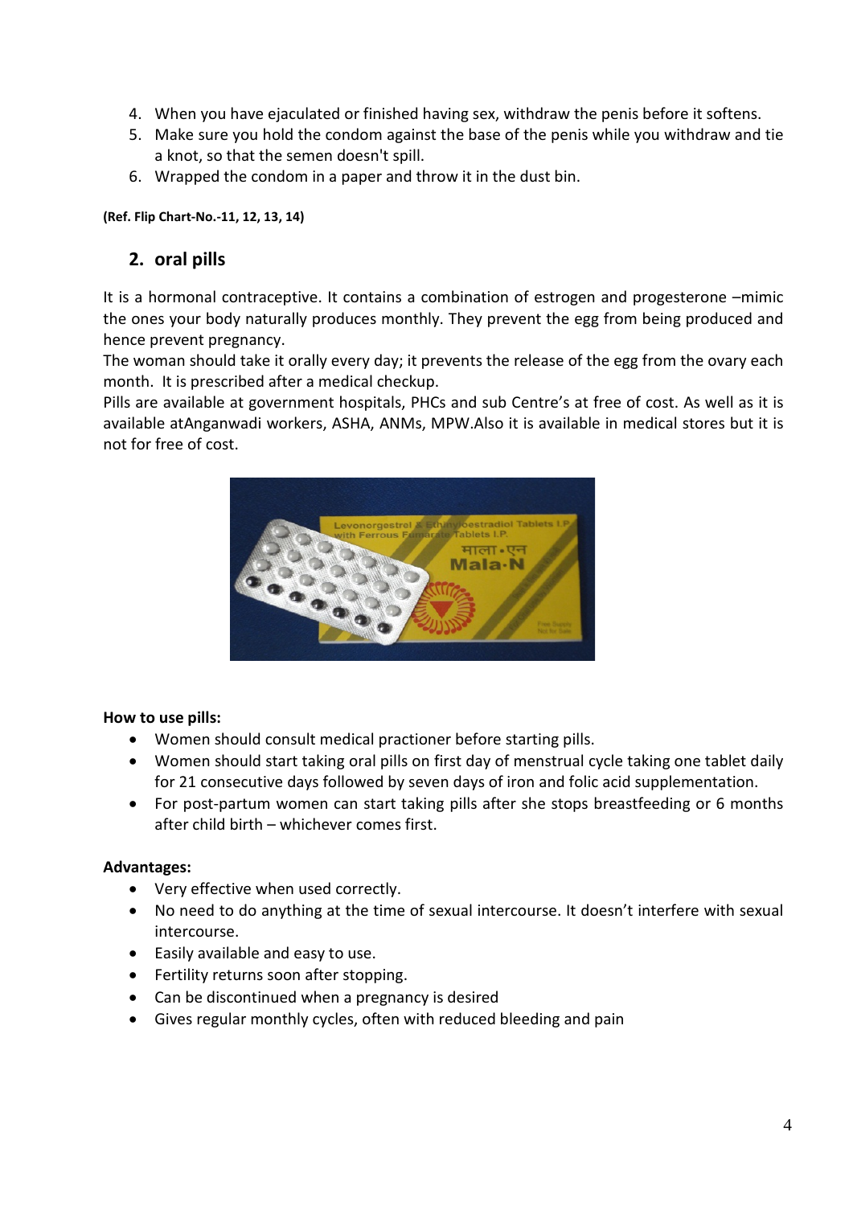4. When you have ejaculated or finished having sex, withdraw the penis before it softens.
5. Make sure you hold the condom against the base of the penis while you withdraw and tie a knot, so that the semen doesn't spill.
6. Wrapped the condom in a paper and throw it in the dust bin.

**(Ref. Flip Chart-No.-11, 12, 13, 14)**

## 2. oral pills

It is a hormonal contraceptive. It contains a combination of estrogen and progesterone –mimic the ones your body naturally produces monthly. They prevent the egg from being produced and hence prevent pregnancy.
The woman should take it orally every day; it prevents the release of the egg from the ovary each month. It is prescribed after a medical checkup.
Pills are available at government hospitals, PHCs and sub Centre's at free of cost. As well as it is available atAnganwadi workers, ASHA, ANMs, MPW.Also it is available in medical stores but it is not for free of cost.

**How to use pills:**

- Women should consult medical practioner before starting pills.
- Women should start taking oral pills on first day of menstrual cycle taking one tablet daily for 21 consecutive days followed by seven days of iron and folic acid supplementation.
- For post-partum women can start taking pills after she stops breastfeeding or 6 months after child birth – whichever comes first.

**Advantages:**

- Very effective when used correctly.
- No need to do anything at the time of sexual intercourse. It doesn't interfere with sexual intercourse.
- Easily available and easy to use.
- Fertility returns soon after stopping.
- Can be discontinued when a pregnancy is desired
- Gives regular monthly cycles, often with reduced bleeding and pain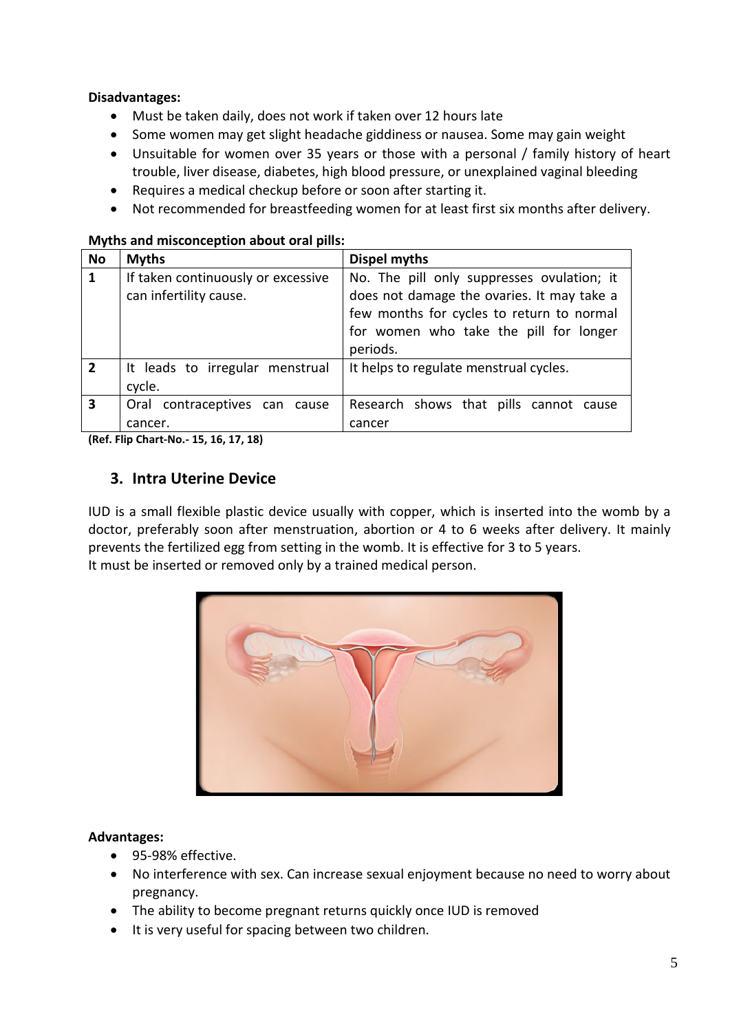**Disadvantages:**

- Must be taken daily, does not work if taken over 12 hours late
- Some women may get slight headache giddiness or nausea. Some may gain weight
- Unsuitable for women over 35 years or those with a personal / family history of heart trouble, liver disease, diabetes, high blood pressure, or unexplained vaginal bleeding
- Requires a medical checkup before or soon after starting it.
- Not recommended for breastfeeding women for at least first six months after delivery.

**Myths and misconception about oral pills:**

| No | Myths | Dispel myths |
|---|---|---|
| 1 | If taken continuously or excessive can infertility cause. | No. The pill only suppresses ovulation; it does not damage the ovaries. It may take a few months for cycles to return to normal for women who take the pill for longer periods. |
| 2 | It leads to irregular menstrual cycle. | It helps to regulate menstrual cycles. |
| 3 | Oral contraceptives can cause cancer. | Research shows that pills cannot cause cancer |

**(Ref. Flip Chart-No.- 15, 16, 17, 18)**

## 3. Intra Uterine Device

IUD is a small flexible plastic device usually with copper, which is inserted into the womb by a doctor, preferably soon after menstruation, abortion or 4 to 6 weeks after delivery. It mainly prevents the fertilized egg from setting in the womb. It is effective for 3 to 5 years.
It must be inserted or removed only by a trained medical person.

**Advantages:**

- 95-98% effective.
- No interference with sex. Can increase sexual enjoyment because no need to worry about pregnancy.
- The ability to become pregnant returns quickly once IUD is removed
- It is very useful for spacing between two children.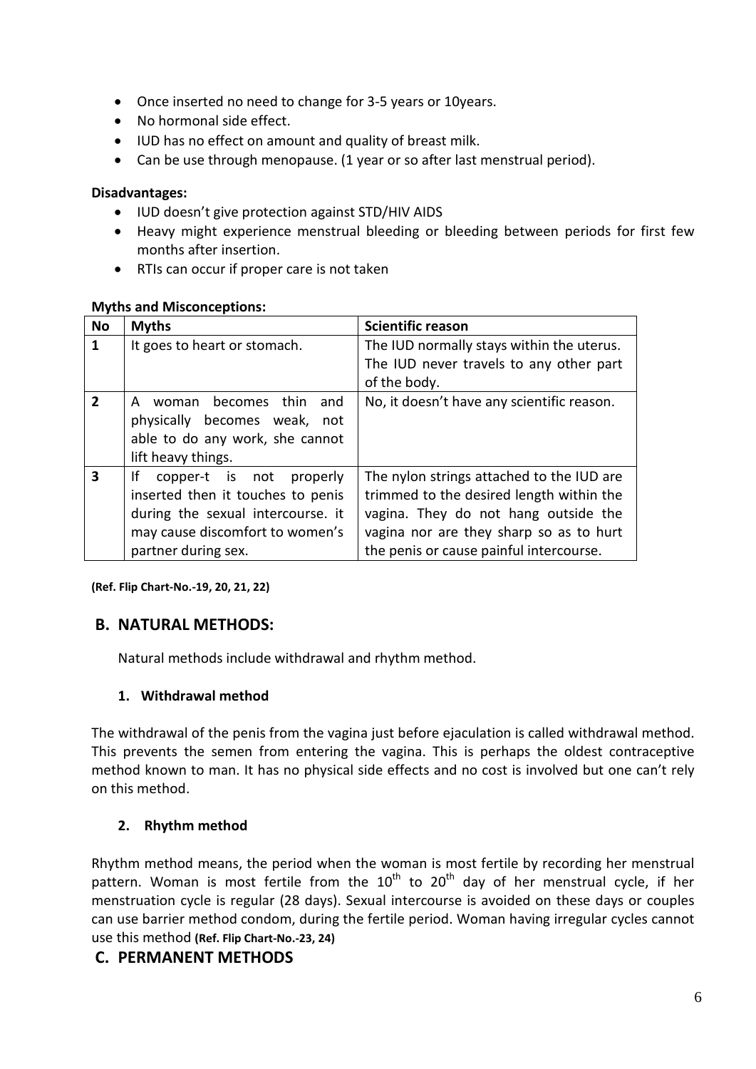- Once inserted no need to change for 3-5 years or 10years.
- No hormonal side effect.
- IUD has no effect on amount and quality of breast milk.
- Can be use through menopause. (1 year or so after last menstrual period).

**Disadvantages:**

- IUD doesn't give protection against STD/HIV AIDS
- Heavy might experience menstrual bleeding or bleeding between periods for first few months after insertion.
- RTIs can occur if proper care is not taken

**Myths and Misconceptions:**

| No | Myths | Scientific reason |
|---|---|---|
| 1 | It goes to heart or stomach. | The IUD normally stays within the uterus. The IUD never travels to any other part of the body. |
| 2 | A woman becomes thin and physically becomes weak, not able to do any work, she cannot lift heavy things. | No, it doesn't have any scientific reason. |
| 3 | If copper-t is not properly inserted then it touches to penis during the sexual intercourse. it may cause discomfort to women's partner during sex. | The nylon strings attached to the IUD are trimmed to the desired length within the vagina. They do not hang outside the vagina nor are they sharp so as to hurt the penis or cause painful intercourse. |

**(Ref. Flip Chart-No.-19, 20, 21, 22)**

## B. NATURAL METHODS:

Natural methods include withdrawal and rhythm method.

### 1. Withdrawal method

The withdrawal of the penis from the vagina just before ejaculation is called withdrawal method. This prevents the semen from entering the vagina. This is perhaps the oldest contraceptive method known to man. It has no physical side effects and no cost is involved but one can't rely on this method.

### 2. Rhythm method

Rhythm method means, the period when the woman is most fertile by recording her menstrual pattern. Woman is most fertile from the 10th to 20th day of her menstrual cycle, if her menstruation cycle is regular (28 days). Sexual intercourse is avoided on these days or couples can use barrier method condom, during the fertile period. Woman having irregular cycles cannot use this method **(Ref. Flip Chart-No.-23, 24)**

## C. PERMANENT METHODS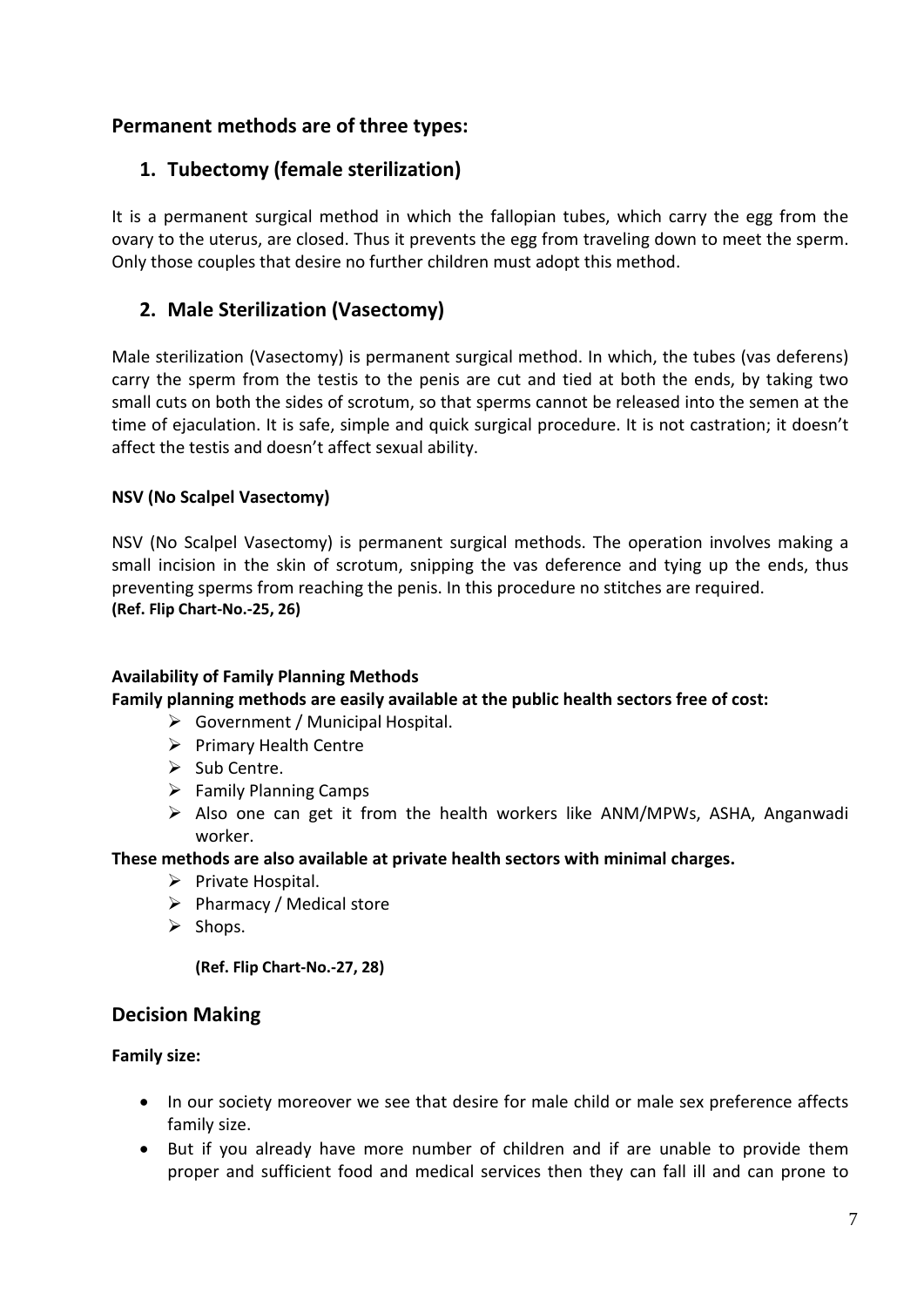## Permanent methods are of three types:

### 1. Tubectomy (female sterilization)

It is a permanent surgical method in which the fallopian tubes, which carry the egg from the ovary to the uterus, are closed. Thus it prevents the egg from traveling down to meet the sperm. Only those couples that desire no further children must adopt this method.

### 2. Male Sterilization (Vasectomy)

Male sterilization (Vasectomy) is permanent surgical method. In which, the tubes (vas deferens) carry the sperm from the testis to the penis are cut and tied at both the ends, by taking two small cuts on both the sides of scrotum, so that sperms cannot be released into the semen at the time of ejaculation. It is safe, simple and quick surgical procedure. It is not castration; it doesn't affect the testis and doesn't affect sexual ability.

**NSV (No Scalpel Vasectomy)**

NSV (No Scalpel Vasectomy) is permanent surgical methods. The operation involves making a small incision in the skin of scrotum, snipping the vas deference and tying up the ends, thus preventing sperms from reaching the penis. In this procedure no stitches are required.
**(Ref. Flip Chart-No.-25, 26)**

**Availability of Family Planning Methods**

**Family planning methods are easily available at the public health sectors free of cost:**

- Government / Municipal Hospital.
- Primary Health Centre
- Sub Centre.
- Family Planning Camps
- Also one can get it from the health workers like ANM/MPWs, ASHA, Anganwadi worker.

**These methods are also available at private health sectors with minimal charges.**

- Private Hospital.
- Pharmacy / Medical store
- Shops.

**(Ref. Flip Chart-No.-27, 28)**

## Decision Making

**Family size:**

- In our society moreover we see that desire for male child or male sex preference affects family size.
- But if you already have more number of children and if are unable to provide them proper and sufficient food and medical services then they can fall ill and can prone to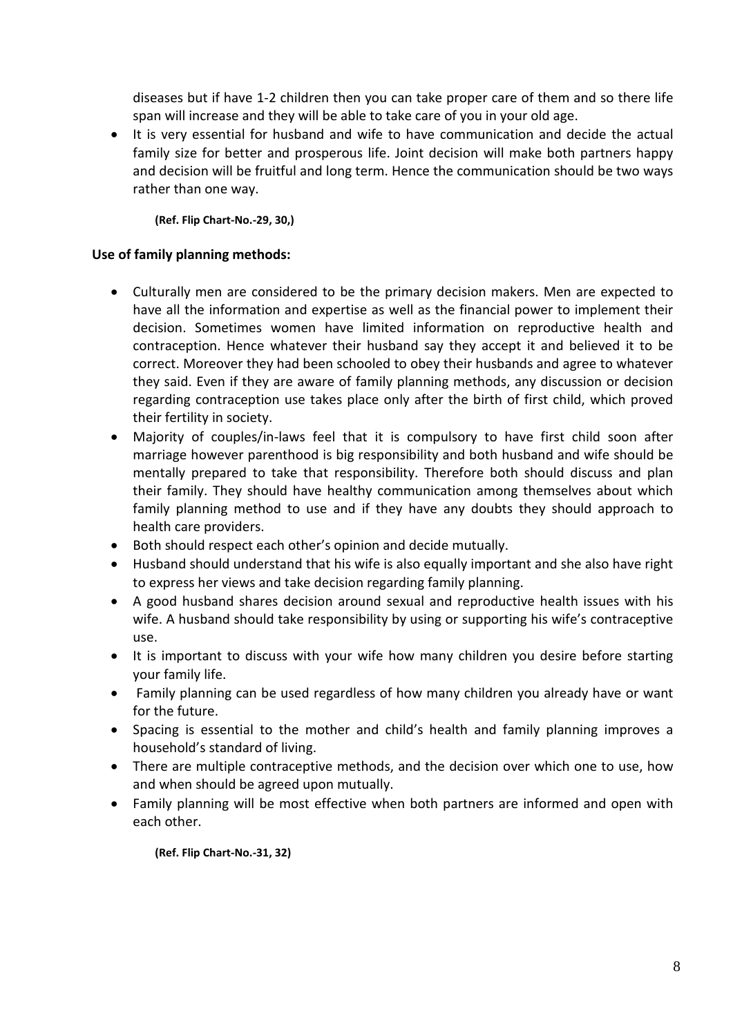diseases but if have 1-2 children then you can take proper care of them and so there life span will increase and they will be able to take care of you in your old age.

- It is very essential for husband and wife to have communication and decide the actual family size for better and prosperous life. Joint decision will make both partners happy and decision will be fruitful and long term. Hence the communication should be two ways rather than one way.

**(Ref. Flip Chart-No.-29, 30,)**

**Use of family planning methods:**

- Culturally men are considered to be the primary decision makers. Men are expected to have all the information and expertise as well as the financial power to implement their decision. Sometimes women have limited information on reproductive health and contraception. Hence whatever their husband say they accept it and believed it to be correct. Moreover they had been schooled to obey their husbands and agree to whatever they said. Even if they are aware of family planning methods, any discussion or decision regarding contraception use takes place only after the birth of first child, which proved their fertility in society.
- Majority of couples/in-laws feel that it is compulsory to have first child soon after marriage however parenthood is big responsibility and both husband and wife should be mentally prepared to take that responsibility. Therefore both should discuss and plan their family. They should have healthy communication among themselves about which family planning method to use and if they have any doubts they should approach to health care providers.
- Both should respect each other's opinion and decide mutually.
- Husband should understand that his wife is also equally important and she also have right to express her views and take decision regarding family planning.
- A good husband shares decision around sexual and reproductive health issues with his wife. A husband should take responsibility by using or supporting his wife's contraceptive use.
- It is important to discuss with your wife how many children you desire before starting your family life.
- Family planning can be used regardless of how many children you already have or want for the future.
- Spacing is essential to the mother and child's health and family planning improves a household's standard of living.
- There are multiple contraceptive methods, and the decision over which one to use, how and when should be agreed upon mutually.
- Family planning will be most effective when both partners are informed and open with each other.

**(Ref. Flip Chart-No.-31, 32)**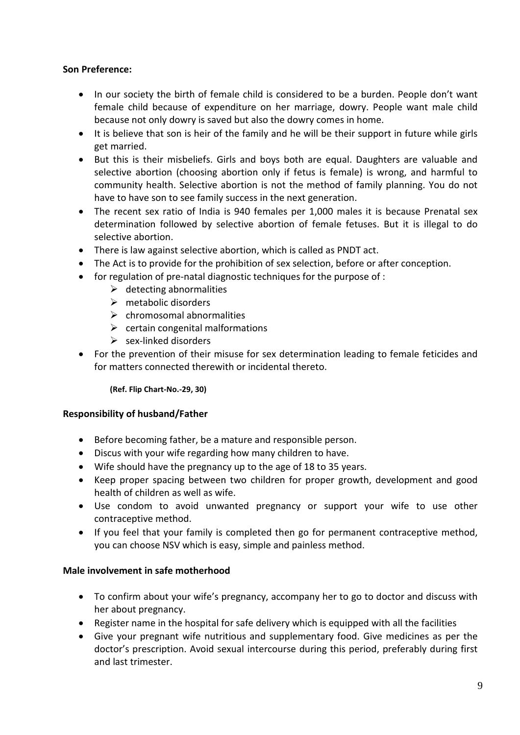**Son Preference:**

- In our society the birth of female child is considered to be a burden. People don't want female child because of expenditure on her marriage, dowry. People want male child because not only dowry is saved but also the dowry comes in home.
- It is believe that son is heir of the family and he will be their support in future while girls get married.
- But this is their misbeliefs. Girls and boys both are equal. Daughters are valuable and selective abortion (choosing abortion only if fetus is female) is wrong, and harmful to community health. Selective abortion is not the method of family planning. You do not have to have son to see family success in the next generation.
- The recent sex ratio of India is 940 females per 1,000 males it is because Prenatal sex determination followed by selective abortion of female fetuses. But it is illegal to do selective abortion.
- There is law against selective abortion, which is called as PNDT act.
- The Act is to provide for the prohibition of sex selection, before or after conception.
- for regulation of pre-natal diagnostic techniques for the purpose of :
  - detecting abnormalities
  - metabolic disorders
  - chromosomal abnormalities
  - certain congenital malformations
  - sex-linked disorders
- For the prevention of their misuse for sex determination leading to female feticides and for matters connected therewith or incidental thereto.

**(Ref. Flip Chart-No.-29, 30)**

**Responsibility of husband/Father**

- Before becoming father, be a mature and responsible person.
- Discus with your wife regarding how many children to have.
- Wife should have the pregnancy up to the age of 18 to 35 years.
- Keep proper spacing between two children for proper growth, development and good health of children as well as wife.
- Use condom to avoid unwanted pregnancy or support your wife to use other contraceptive method.
- If you feel that your family is completed then go for permanent contraceptive method, you can choose NSV which is easy, simple and painless method.

**Male involvement in safe motherhood**

- To confirm about your wife's pregnancy, accompany her to go to doctor and discuss with her about pregnancy.
- Register name in the hospital for safe delivery which is equipped with all the facilities
- Give your pregnant wife nutritious and supplementary food. Give medicines as per the doctor's prescription. Avoid sexual intercourse during this period, preferably during first and last trimester.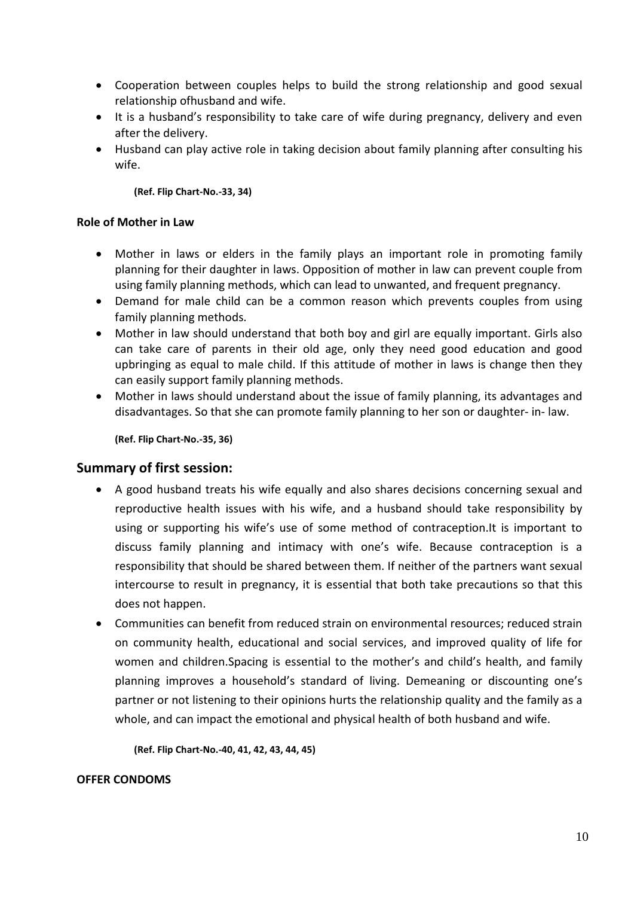- Cooperation between couples helps to build the strong relationship and good sexual relationship ofhusband and wife.
- It is a husband's responsibility to take care of wife during pregnancy, delivery and even after the delivery.
- Husband can play active role in taking decision about family planning after consulting his wife.

**(Ref. Flip Chart-No.-33, 34)**

**Role of Mother in Law**

- Mother in laws or elders in the family plays an important role in promoting family planning for their daughter in laws. Opposition of mother in law can prevent couple from using family planning methods, which can lead to unwanted, and frequent pregnancy.
- Demand for male child can be a common reason which prevents couples from using family planning methods.
- Mother in law should understand that both boy and girl are equally important. Girls also can take care of parents in their old age, only they need good education and good upbringing as equal to male child. If this attitude of mother in laws is change then they can easily support family planning methods.
- Mother in laws should understand about the issue of family planning, its advantages and disadvantages. So that she can promote family planning to her son or daughter- in- law.

**(Ref. Flip Chart-No.-35, 36)**

## Summary of first session:

- A good husband treats his wife equally and also shares decisions concerning sexual and reproductive health issues with his wife, and a husband should take responsibility by using or supporting his wife's use of some method of contraception.It is important to discuss family planning and intimacy with one's wife. Because contraception is a responsibility that should be shared between them. If neither of the partners want sexual intercourse to result in pregnancy, it is essential that both take precautions so that this does not happen.
- Communities can benefit from reduced strain on environmental resources; reduced strain on community health, educational and social services, and improved quality of life for women and children.Spacing is essential to the mother's and child's health, and family planning improves a household's standard of living. Demeaning or discounting one's partner or not listening to their opinions hurts the relationship quality and the family as a whole, and can impact the emotional and physical health of both husband and wife.

**(Ref. Flip Chart-No.-40, 41, 42, 43, 44, 45)**

**OFFER CONDOMS**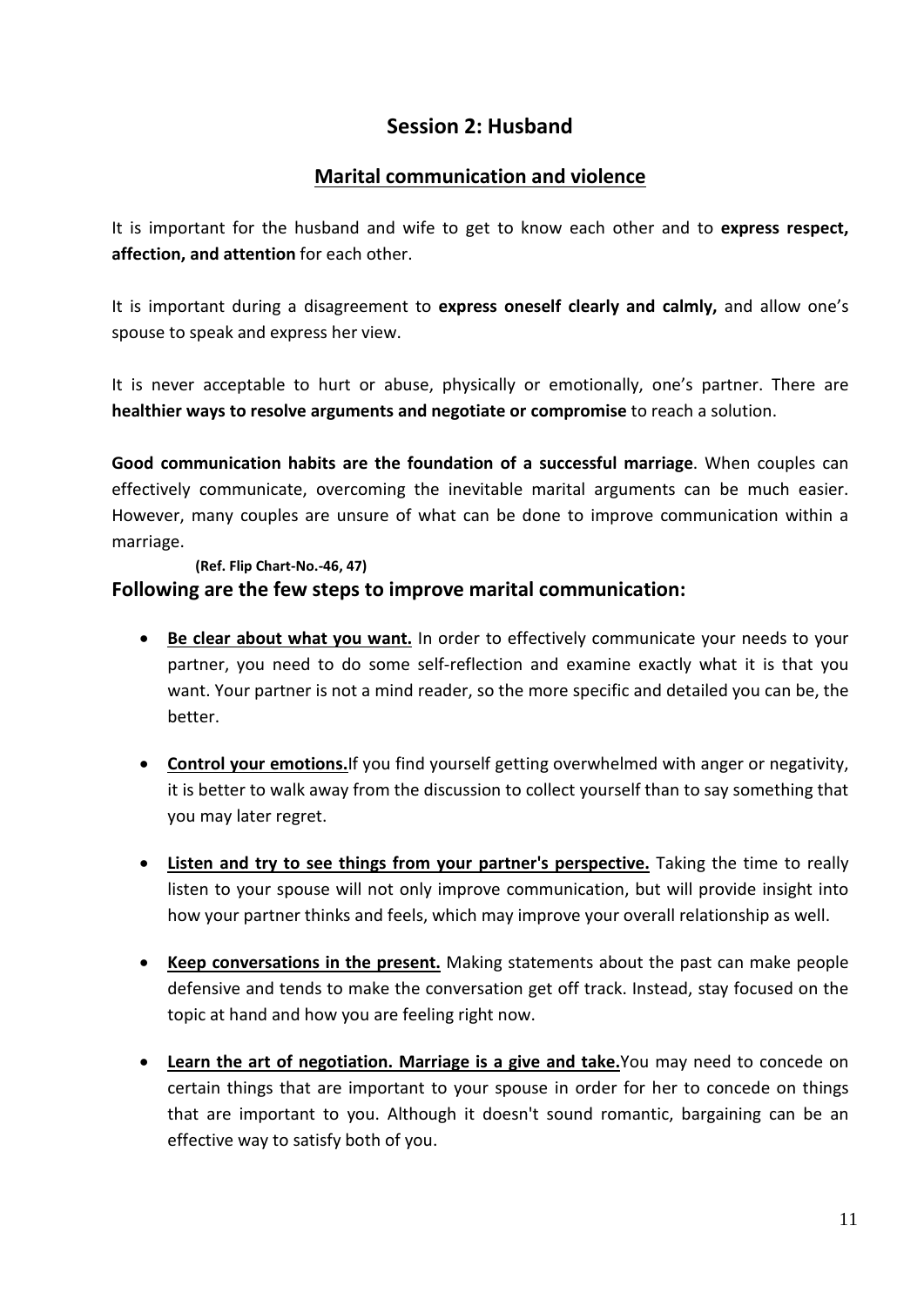## Session 2: Husband

### Marital communication and violence

It is important for the husband and wife to get to know each other and to **express respect, affection, and attention** for each other.

It is important during a disagreement to **express oneself clearly and calmly,** and allow one's spouse to speak and express her view.

It is never acceptable to hurt or abuse, physically or emotionally, one's partner. There are **healthier ways to resolve arguments and negotiate or compromise** to reach a solution.

**Good communication habits are the foundation of a successful marriage**. When couples can effectively communicate, overcoming the inevitable marital arguments can be much easier. However, many couples are unsure of what can be done to improve communication within a marriage.

**(Ref. Flip Chart-No.-46, 47)**

### Following are the few steps to improve marital communication:

- **Be clear about what you want.** In order to effectively communicate your needs to your partner, you need to do some self-reflection and examine exactly what it is that you want. Your partner is not a mind reader, so the more specific and detailed you can be, the better.
- **Control your emotions.** If you find yourself getting overwhelmed with anger or negativity, it is better to walk away from the discussion to collect yourself than to say something that you may later regret.
- **Listen and try to see things from your partner's perspective.** Taking the time to really listen to your spouse will not only improve communication, but will provide insight into how your partner thinks and feels, which may improve your overall relationship as well.
- **Keep conversations in the present.** Making statements about the past can make people defensive and tends to make the conversation get off track. Instead, stay focused on the topic at hand and how you are feeling right now.
- **Learn the art of negotiation. Marriage is a give and take.** You may need to concede on certain things that are important to your spouse in order for her to concede on things that are important to you. Although it doesn't sound romantic, bargaining can be an effective way to satisfy both of you.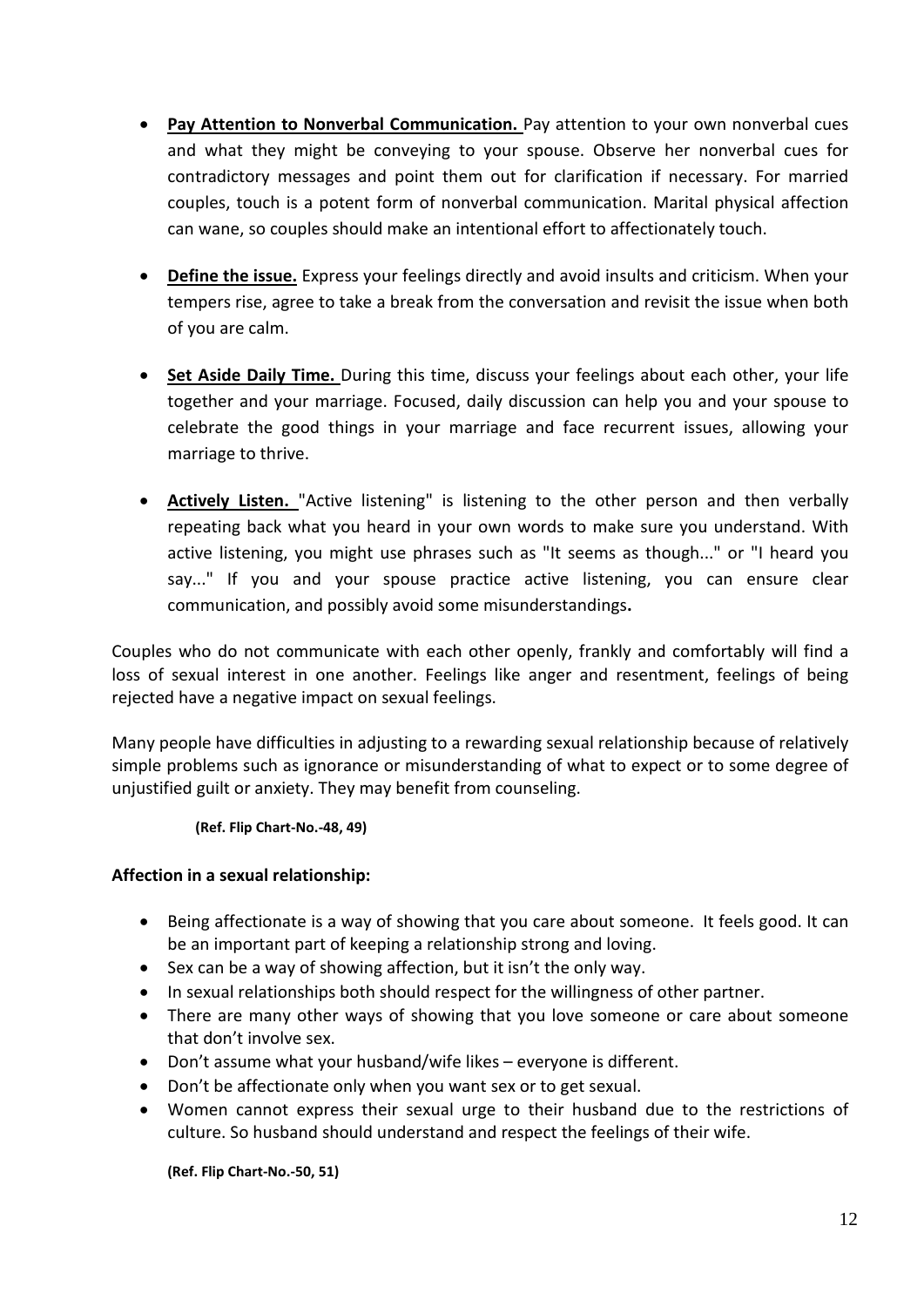- **Pay Attention to Nonverbal Communication.** Pay attention to your own nonverbal cues and what they might be conveying to your spouse. Observe her nonverbal cues for contradictory messages and point them out for clarification if necessary. For married couples, touch is a potent form of nonverbal communication. Marital physical affection can wane, so couples should make an intentional effort to affectionately touch.
- **Define the issue.** Express your feelings directly and avoid insults and criticism. When your tempers rise, agree to take a break from the conversation and revisit the issue when both of you are calm.
- **Set Aside Daily Time.** During this time, discuss your feelings about each other, your life together and your marriage. Focused, daily discussion can help you and your spouse to celebrate the good things in your marriage and face recurrent issues, allowing your marriage to thrive.
- **Actively Listen.** "Active listening" is listening to the other person and then verbally repeating back what you heard in your own words to make sure you understand. With active listening, you might use phrases such as "It seems as though..." or "I heard you say..." If you and your spouse practice active listening, you can ensure clear communication, and possibly avoid some misunderstandings**.**

Couples who do not communicate with each other openly, frankly and comfortably will find a loss of sexual interest in one another. Feelings like anger and resentment, feelings of being rejected have a negative impact on sexual feelings.

Many people have difficulties in adjusting to a rewarding sexual relationship because of relatively simple problems such as ignorance or misunderstanding of what to expect or to some degree of unjustified guilt or anxiety. They may benefit from counseling.

**(Ref. Flip Chart-No.-48, 49)**

**Affection in a sexual relationship:**

- Being affectionate is a way of showing that you care about someone. It feels good. It can be an important part of keeping a relationship strong and loving.
- Sex can be a way of showing affection, but it isn't the only way.
- In sexual relationships both should respect for the willingness of other partner.
- There are many other ways of showing that you love someone or care about someone that don't involve sex.
- Don't assume what your husband/wife likes – everyone is different.
- Don't be affectionate only when you want sex or to get sexual.
- Women cannot express their sexual urge to their husband due to the restrictions of culture. So husband should understand and respect the feelings of their wife.

**(Ref. Flip Chart-No.-50, 51)**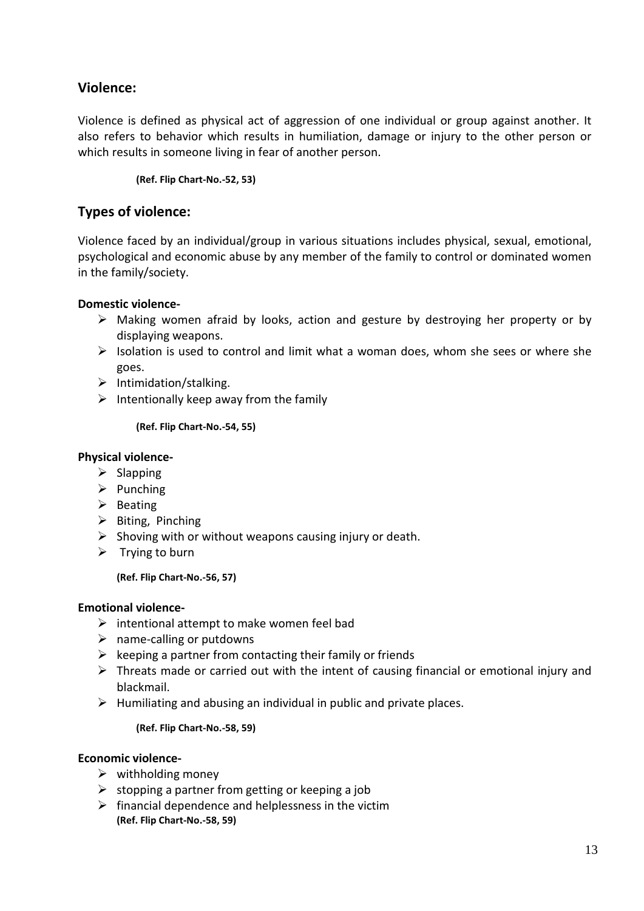## Violence:

Violence is defined as physical act of aggression of one individual or group against another. It also refers to behavior which results in humiliation, damage or injury to the other person or which results in someone living in fear of another person.

**(Ref. Flip Chart-No.-52, 53)**

## Types of violence:

Violence faced by an individual/group in various situations includes physical, sexual, emotional, psychological and economic abuse by any member of the family to control or dominated women in the family/society.

**Domestic violence-**

- Making women afraid by looks, action and gesture by destroying her property or by displaying weapons.
- Isolation is used to control and limit what a woman does, whom she sees or where she goes.
- Intimidation/stalking.
- Intentionally keep away from the family

**(Ref. Flip Chart-No.-54, 55)**

**Physical violence-**

- Slapping
- Punching
- Beating
- Biting, Pinching
- Shoving with or without weapons causing injury or death.
- Trying to burn

**(Ref. Flip Chart-No.-56, 57)**

**Emotional violence-**

- intentional attempt to make women feel bad
- name-calling or putdowns
- keeping a partner from contacting their family or friends
- Threats made or carried out with the intent of causing financial or emotional injury and blackmail.
- Humiliating and abusing an individual in public and private places.

**(Ref. Flip Chart-No.-58, 59)**

**Economic violence-**

- withholding money
- stopping a partner from getting or keeping a job
- financial dependence and helplessness in the victim

**(Ref. Flip Chart-No.-58, 59)**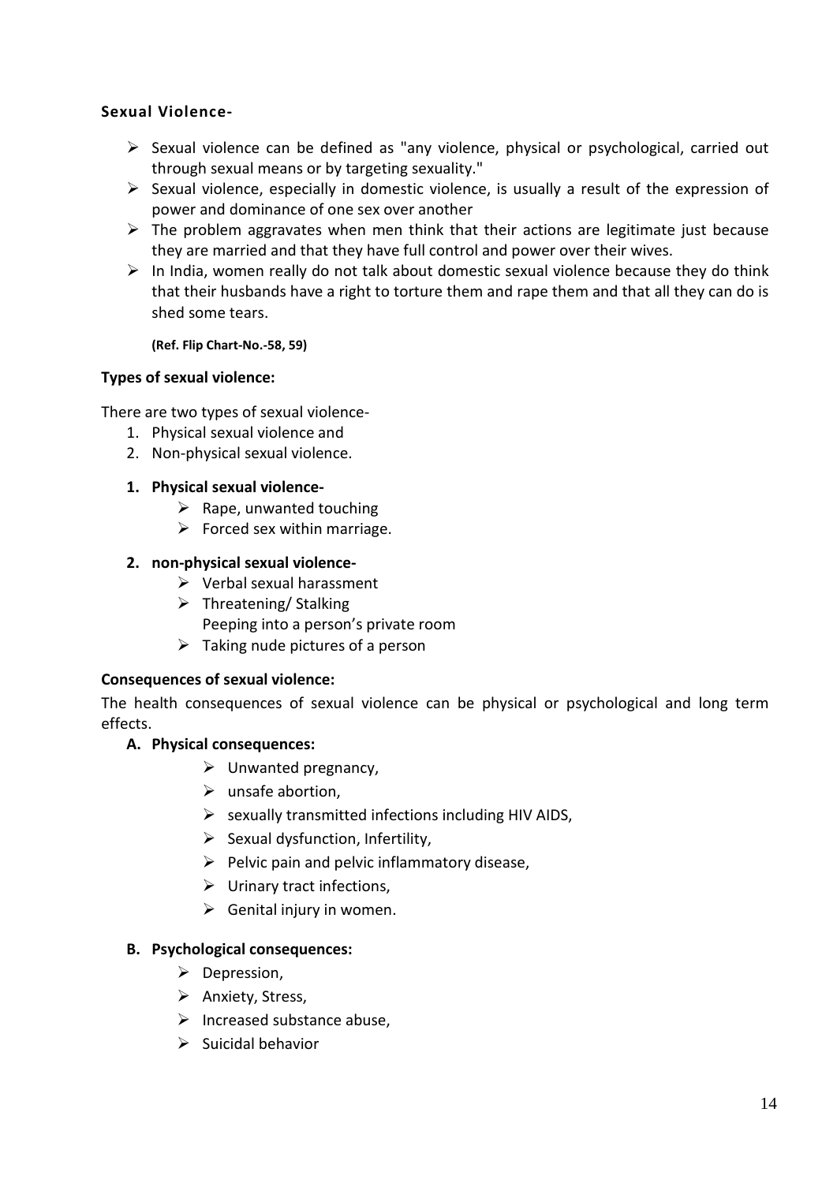**Sexual Violence-**

- Sexual violence can be defined as "any violence, physical or psychological, carried out through sexual means or by targeting sexuality."
- Sexual violence, especially in domestic violence, is usually a result of the expression of power and dominance of one sex over another
- The problem aggravates when men think that their actions are legitimate just because they are married and that they have full control and power over their wives.
- In India, women really do not talk about domestic sexual violence because they do think that their husbands have a right to torture them and rape them and that all they can do is shed some tears.

**(Ref. Flip Chart-No.-58, 59)**

**Types of sexual violence:**

There are two types of sexual violence-

1. Physical sexual violence and
2. Non-physical sexual violence.

**1. Physical sexual violence-**
   - Rape, unwanted touching
   - Forced sex within marriage.

**2. non-physical sexual violence-**
   - Verbal sexual harassment
   - Threatening/ Stalking
     Peeping into a person's private room
   - Taking nude pictures of a person

**Consequences of sexual violence:**

The health consequences of sexual violence can be physical or psychological and long term effects.

**A. Physical consequences:**
   - Unwanted pregnancy,
   - unsafe abortion,
   - sexually transmitted infections including HIV AIDS,
   - Sexual dysfunction, Infertility,
   - Pelvic pain and pelvic inflammatory disease,
   - Urinary tract infections,
   - Genital injury in women.

**B. Psychological consequences:**
   - Depression,
   - Anxiety, Stress,
   - Increased substance abuse,
   - Suicidal behavior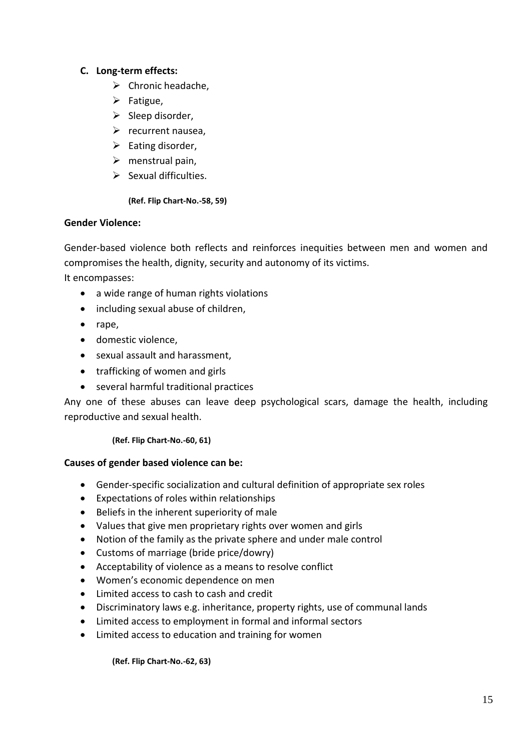**C. Long-term effects:**

- Chronic headache,
- Fatigue,
- Sleep disorder,
- recurrent nausea,
- Eating disorder,
- menstrual pain,
- Sexual difficulties.

**(Ref. Flip Chart-No.-58, 59)**

**Gender Violence:**

Gender-based violence both reflects and reinforces inequities between men and women and compromises the health, dignity, security and autonomy of its victims.
It encompasses:

- a wide range of human rights violations
- including sexual abuse of children,
- rape,
- domestic violence,
- sexual assault and harassment,
- trafficking of women and girls
- several harmful traditional practices

Any one of these abuses can leave deep psychological scars, damage the health, including reproductive and sexual health.

**(Ref. Flip Chart-No.-60, 61)**

**Causes of gender based violence can be:**

- Gender-specific socialization and cultural definition of appropriate sex roles
- Expectations of roles within relationships
- Beliefs in the inherent superiority of male
- Values that give men proprietary rights over women and girls
- Notion of the family as the private sphere and under male control
- Customs of marriage (bride price/dowry)
- Acceptability of violence as a means to resolve conflict
- Women's economic dependence on men
- Limited access to cash to cash and credit
- Discriminatory laws e.g. inheritance, property rights, use of communal lands
- Limited access to employment in formal and informal sectors
- Limited access to education and training for women

**(Ref. Flip Chart-No.-62, 63)**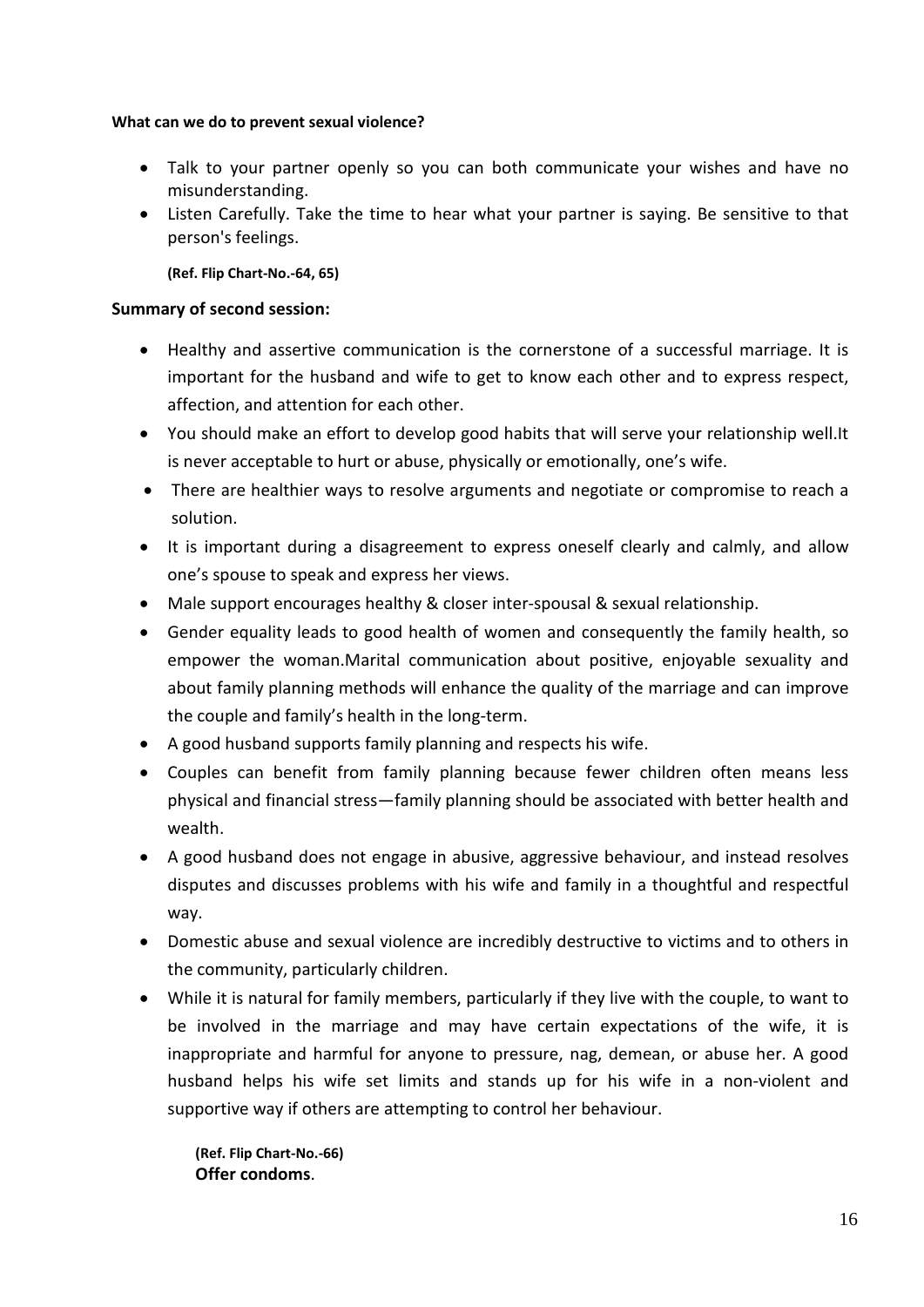**What can we do to prevent sexual violence?**

- Talk to your partner openly so you can both communicate your wishes and have no misunderstanding.
- Listen Carefully. Take the time to hear what your partner is saying. Be sensitive to that person's feelings.

  **(Ref. Flip Chart-No.-64, 65)**

**Summary of second session:**

- Healthy and assertive communication is the cornerstone of a successful marriage. It is important for the husband and wife to get to know each other and to express respect, affection, and attention for each other.
- You should make an effort to develop good habits that will serve your relationship well.It is never acceptable to hurt or abuse, physically or emotionally, one's wife.
- There are healthier ways to resolve arguments and negotiate or compromise to reach a solution.
- It is important during a disagreement to express oneself clearly and calmly, and allow one's spouse to speak and express her views.
- Male support encourages healthy & closer inter-spousal & sexual relationship.
- Gender equality leads to good health of women and consequently the family health, so empower the woman.Marital communication about positive, enjoyable sexuality and about family planning methods will enhance the quality of the marriage and can improve the couple and family's health in the long-term.
- A good husband supports family planning and respects his wife.
- Couples can benefit from family planning because fewer children often means less physical and financial stress—family planning should be associated with better health and wealth.
- A good husband does not engage in abusive, aggressive behaviour, and instead resolves disputes and discusses problems with his wife and family in a thoughtful and respectful way.
- Domestic abuse and sexual violence are incredibly destructive to victims and to others in the community, particularly children.
- While it is natural for family members, particularly if they live with the couple, to want to be involved in the marriage and may have certain expectations of the wife, it is inappropriate and harmful for anyone to pressure, nag, demean, or abuse her. A good husband helps his wife set limits and stands up for his wife in a non-violent and supportive way if others are attempting to control her behaviour.

  **(Ref. Flip Chart-No.-66)**
  **Offer condoms**.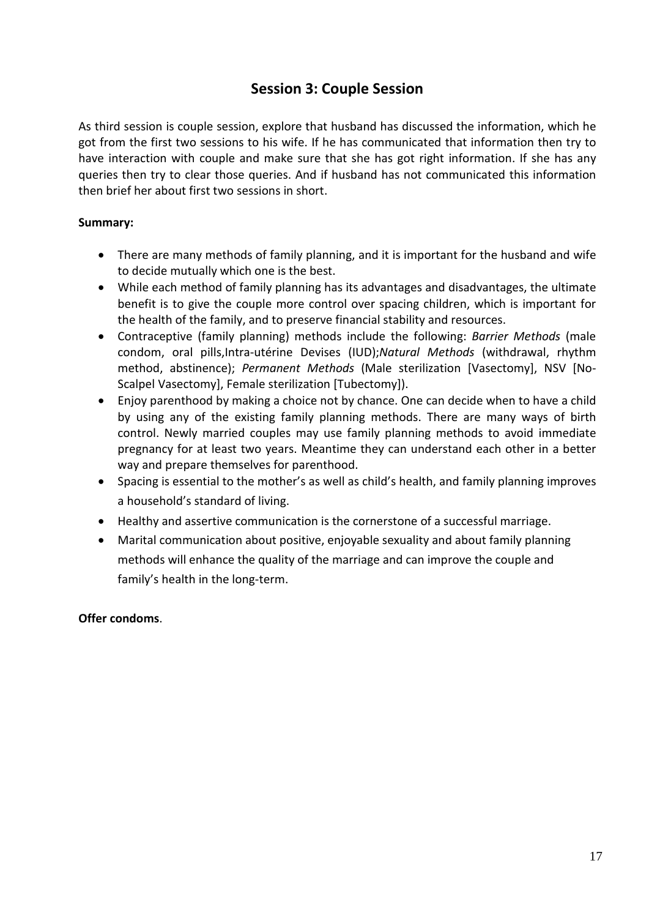## Session 3: Couple Session

As third session is couple session, explore that husband has discussed the information, which he got from the first two sessions to his wife. If he has communicated that information then try to have interaction with couple and make sure that she has got right information. If she has any queries then try to clear those queries. And if husband has not communicated this information then brief her about first two sessions in short.

**Summary:**

- There are many methods of family planning, and it is important for the husband and wife to decide mutually which one is the best.
- While each method of family planning has its advantages and disadvantages, the ultimate benefit is to give the couple more control over spacing children, which is important for the health of the family, and to preserve financial stability and resources.
- Contraceptive (family planning) methods include the following: *Barrier Methods* (male condom, oral pills,Intra-utérine Devises (IUD);*Natural Methods* (withdrawal, rhythm method, abstinence); *Permanent Methods* (Male sterilization [Vasectomy], NSV [No-Scalpel Vasectomy], Female sterilization [Tubectomy]).
- Enjoy parenthood by making a choice not by chance. One can decide when to have a child by using any of the existing family planning methods. There are many ways of birth control. Newly married couples may use family planning methods to avoid immediate pregnancy for at least two years. Meantime they can understand each other in a better way and prepare themselves for parenthood.
- Spacing is essential to the mother's as well as child's health, and family planning improves a household's standard of living.
- Healthy and assertive communication is the cornerstone of a successful marriage.
- Marital communication about positive, enjoyable sexuality and about family planning methods will enhance the quality of the marriage and can improve the couple and family's health in the long-term.

**Offer condoms**.